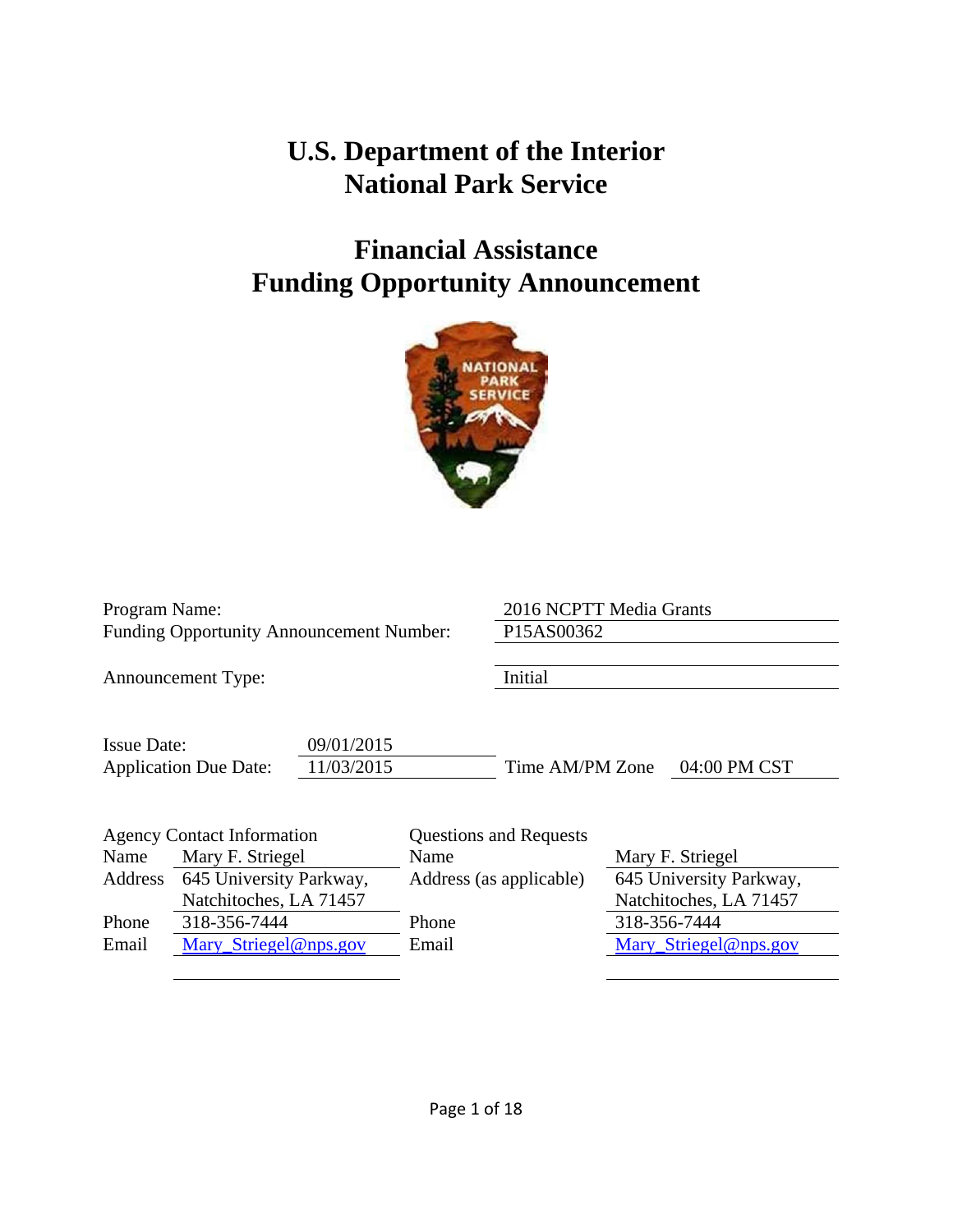# U.S. Department of the Interior
# National Park Service

## Financial Assistance
## Funding Opportunity Announcement

| | |
|---|---|
| Program Name: | 2016 NCPTT Media Grants |
| Funding Opportunity Announcement Number: | P15AS00362 |
| Announcement Type: | Initial |

| | | | |
|---|---|---|---|
| Issue Date: | 09/01/2015 | | |
| Application Due Date: | 11/03/2015 | Time AM/PM Zone | 04:00 PM CST |

| Agency Contact Information | | Questions and Requests | |
|---|---|---|---|
| Name | Mary F. Striegel | Name | Mary F. Striegel |
| Address | 645 University Parkway, Natchitoches, LA 71457 | Address (as applicable) | 645 University Parkway, Natchitoches, LA 71457 |
| Phone | 318-356-7444 | Phone | 318-356-7444 |
| Email | Mary_Striegel@nps.gov | Email | Mary_Striegel@nps.gov |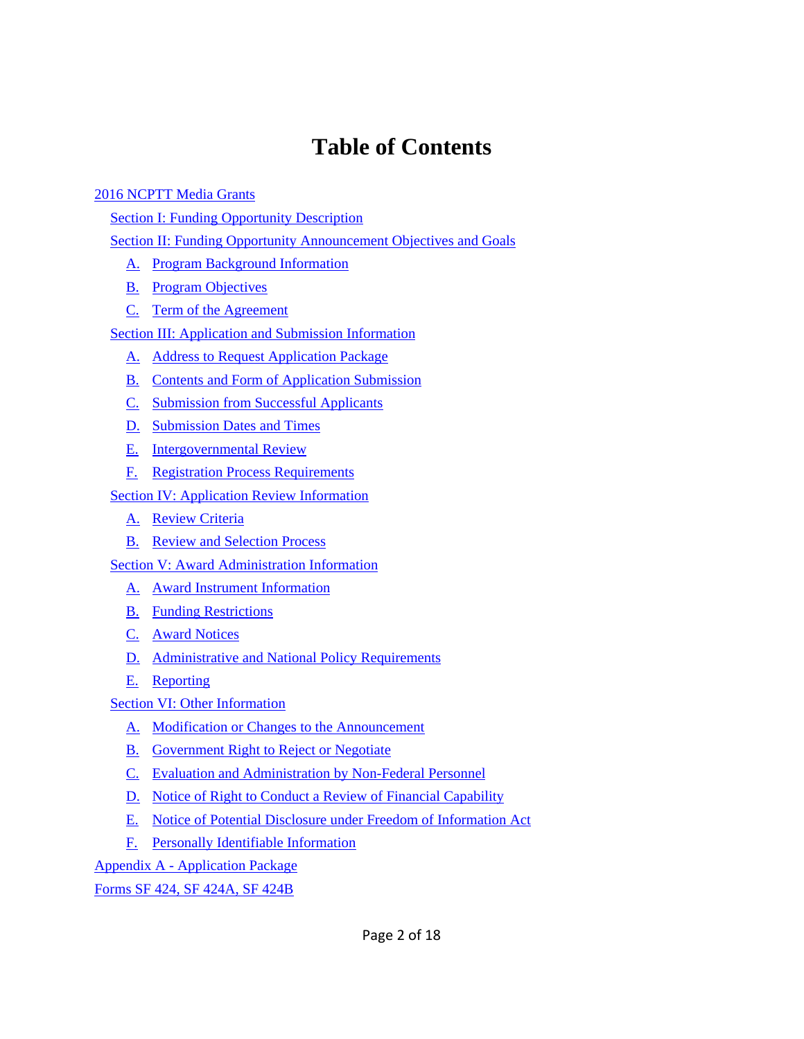# Table of Contents

- 2016 NCPTT Media Grants
  - Section I: Funding Opportunity Description
  - Section II: Funding Opportunity Announcement Objectives and Goals
    - A. Program Background Information
    - B. Program Objectives
    - C. Term of the Agreement
  - Section III: Application and Submission Information
    - A. Address to Request Application Package
    - B. Contents and Form of Application Submission
    - C. Submission from Successful Applicants
    - D. Submission Dates and Times
    - E. Intergovernmental Review
    - F. Registration Process Requirements
  - Section IV: Application Review Information
    - A. Review Criteria
    - B. Review and Selection Process
  - Section V: Award Administration Information
    - A. Award Instrument Information
    - B. Funding Restrictions
    - C. Award Notices
    - D. Administrative and National Policy Requirements
    - E. Reporting
  - Section VI: Other Information
    - A. Modification or Changes to the Announcement
    - B. Government Right to Reject or Negotiate
    - C. Evaluation and Administration by Non-Federal Personnel
    - D. Notice of Right to Conduct a Review of Financial Capability
    - E. Notice of Potential Disclosure under Freedom of Information Act
    - F. Personally Identifiable Information
- Appendix A - Application Package
- Forms SF 424, SF 424A, SF 424B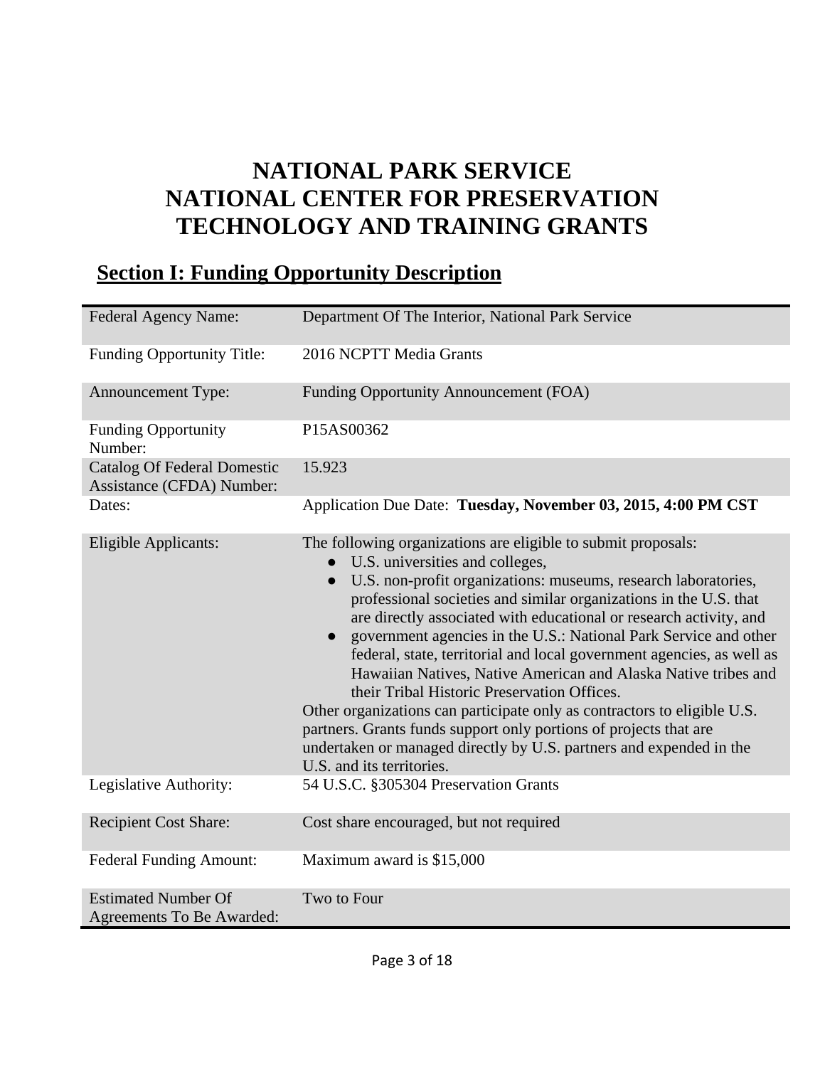# NATIONAL PARK SERVICE NATIONAL CENTER FOR PRESERVATION TECHNOLOGY AND TRAINING GRANTS

## Section I: Funding Opportunity Description

| | |
|---|---|
| Federal Agency Name: | Department Of The Interior, National Park Service |
| Funding Opportunity Title: | 2016 NCPTT Media Grants |
| Announcement Type: | Funding Opportunity Announcement (FOA) |
| Funding Opportunity Number: | P15AS00362 |
| Catalog Of Federal Domestic Assistance (CFDA) Number: | 15.923 |
| Dates: | Application Due Date: **Tuesday, November 03, 2015, 4:00 PM CST** |
| Eligible Applicants: | The following organizations are eligible to submit proposals: <br>● U.S. universities and colleges, <br>● U.S. non-profit organizations: museums, research laboratories, professional societies and similar organizations in the U.S. that are directly associated with educational or research activity, and <br>● government agencies in the U.S.: National Park Service and other federal, state, territorial and local government agencies, as well as Hawaiian Natives, Native American and Alaska Native tribes and their Tribal Historic Preservation Offices. <br>Other organizations can participate only as contractors to eligible U.S. partners. Grants funds support only portions of projects that are undertaken or managed directly by U.S. partners and expended in the U.S. and its territories. |
| Legislative Authority: | 54 U.S.C. §305304 Preservation Grants |
| Recipient Cost Share: | Cost share encouraged, but not required |
| Federal Funding Amount: | Maximum award is $15,000 |
| Estimated Number Of Agreements To Be Awarded: | Two to Four |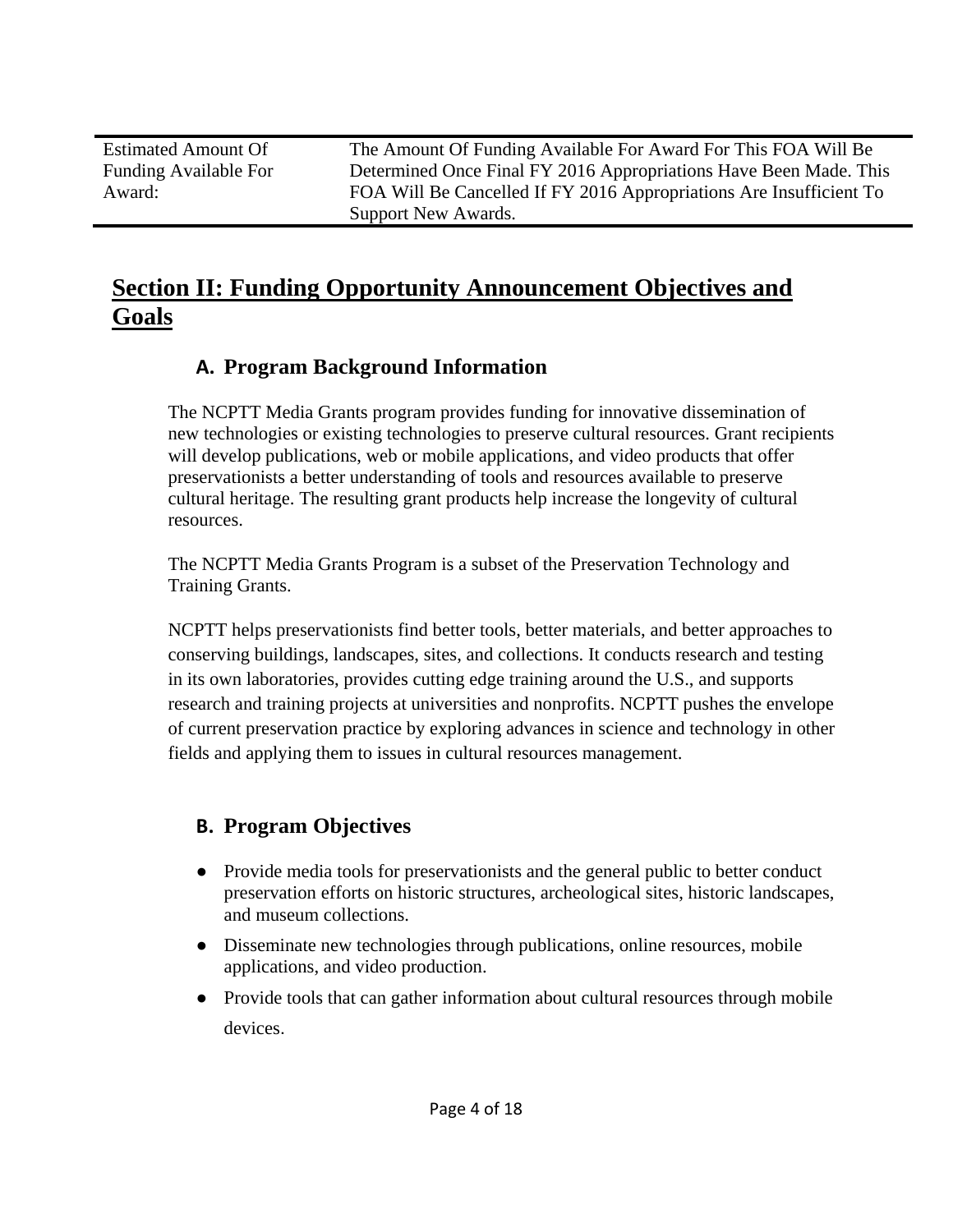| Estimated Amount Of Funding Available For Award: | The Amount Of Funding Available For Award For This FOA Will Be Determined Once Final FY 2016 Appropriations Have Been Made. This FOA Will Be Cancelled If FY 2016 Appropriations Are Insufficient To Support New Awards. |
|---|---|

# Section II: Funding Opportunity Announcement Objectives and Goals

## A. Program Background Information

The NCPTT Media Grants program provides funding for innovative dissemination of new technologies or existing technologies to preserve cultural resources. Grant recipients will develop publications, web or mobile applications, and video products that offer preservationists a better understanding of tools and resources available to preserve cultural heritage. The resulting grant products help increase the longevity of cultural resources.

The NCPTT Media Grants Program is a subset of the Preservation Technology and Training Grants.

NCPTT helps preservationists find better tools, better materials, and better approaches to conserving buildings, landscapes, sites, and collections. It conducts research and testing in its own laboratories, provides cutting edge training around the U.S., and supports research and training projects at universities and nonprofits. NCPTT pushes the envelope of current preservation practice by exploring advances in science and technology in other fields and applying them to issues in cultural resources management.

## B. Program Objectives

- Provide media tools for preservationists and the general public to better conduct preservation efforts on historic structures, archeological sites, historic landscapes, and museum collections.
- Disseminate new technologies through publications, online resources, mobile applications, and video production.
- Provide tools that can gather information about cultural resources through mobile devices.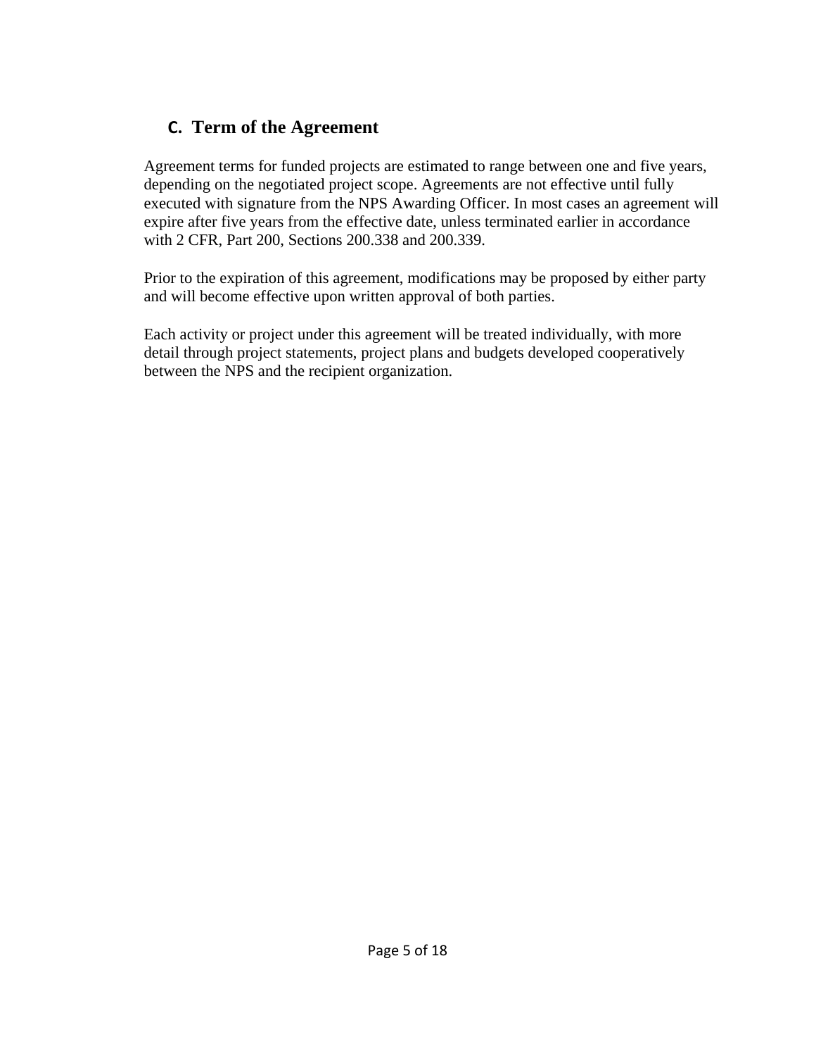## C. Term of the Agreement

Agreement terms for funded projects are estimated to range between one and five years, depending on the negotiated project scope. Agreements are not effective until fully executed with signature from the NPS Awarding Officer. In most cases an agreement will expire after five years from the effective date, unless terminated earlier in accordance with 2 CFR, Part 200, Sections 200.338 and 200.339.

Prior to the expiration of this agreement, modifications may be proposed by either party and will become effective upon written approval of both parties.

Each activity or project under this agreement will be treated individually, with more detail through project statements, project plans and budgets developed cooperatively between the NPS and the recipient organization.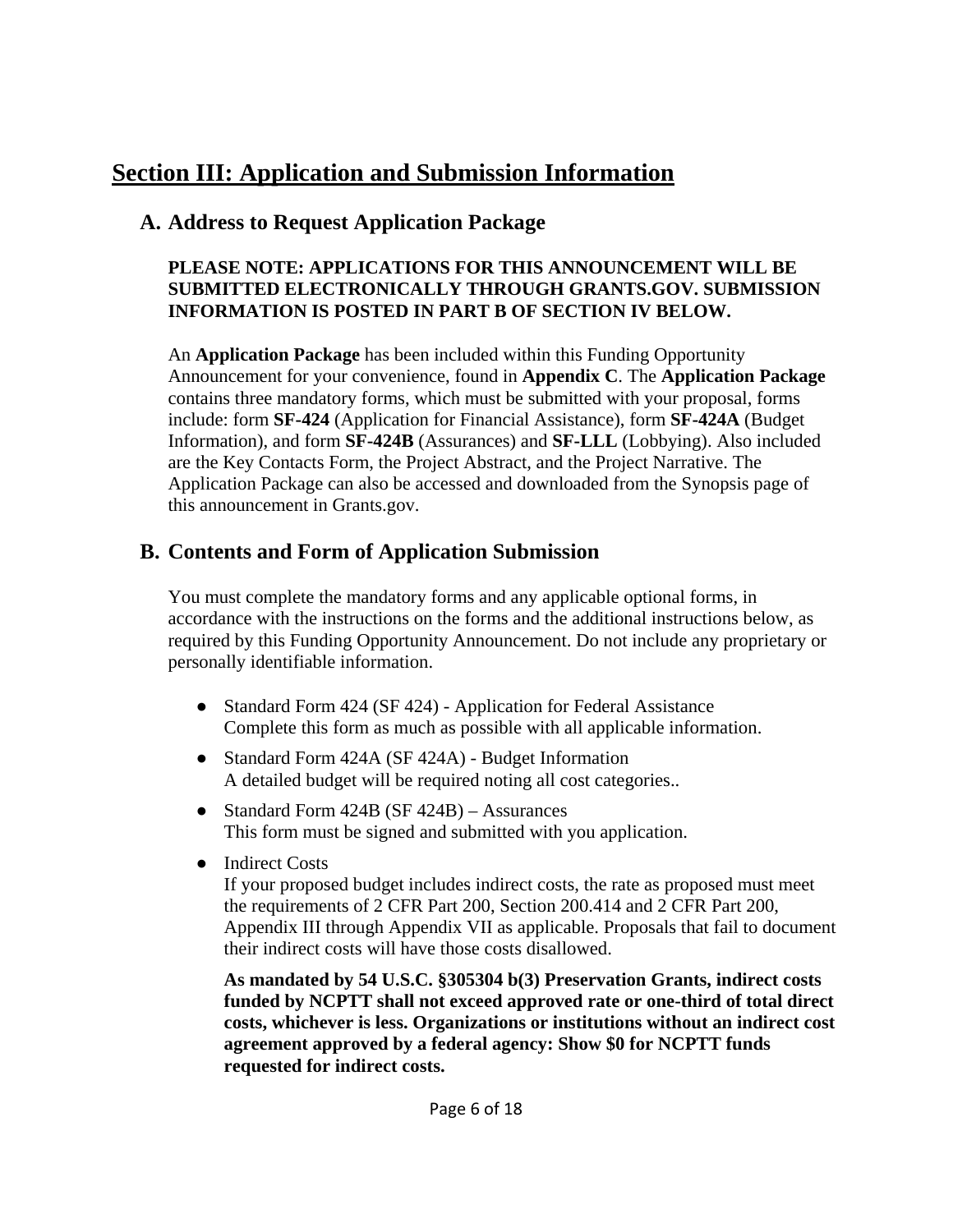# Section III: Application and Submission Information

## A. Address to Request Application Package

**PLEASE NOTE: APPLICATIONS FOR THIS ANNOUNCEMENT WILL BE SUBMITTED ELECTRONICALLY THROUGH GRANTS.GOV. SUBMISSION INFORMATION IS POSTED IN PART B OF SECTION IV BELOW.**

An **Application Package** has been included within this Funding Opportunity Announcement for your convenience, found in **Appendix C**. The **Application Package** contains three mandatory forms, which must be submitted with your proposal, forms include: form **SF-424** (Application for Financial Assistance), form **SF-424A** (Budget Information), and form **SF-424B** (Assurances) and **SF-LLL** (Lobbying). Also included are the Key Contacts Form, the Project Abstract, and the Project Narrative. The Application Package can also be accessed and downloaded from the Synopsis page of this announcement in Grants.gov.

## B. Contents and Form of Application Submission

You must complete the mandatory forms and any applicable optional forms, in accordance with the instructions on the forms and the additional instructions below, as required by this Funding Opportunity Announcement. Do not include any proprietary or personally identifiable information.

- Standard Form 424 (SF 424) - Application for Federal Assistance
  Complete this form as much as possible with all applicable information.
- Standard Form 424A (SF 424A) - Budget Information
  A detailed budget will be required noting all cost categories..
- Standard Form 424B (SF 424B) – Assurances
  This form must be signed and submitted with you application.
- Indirect Costs
  If your proposed budget includes indirect costs, the rate as proposed must meet the requirements of 2 CFR Part 200, Section 200.414 and 2 CFR Part 200, Appendix III through Appendix VII as applicable. Proposals that fail to document their indirect costs will have those costs disallowed.

  **As mandated by 54 U.S.C. §305304 b(3) Preservation Grants, indirect costs funded by NCPTT shall not exceed approved rate or one-third of total direct costs, whichever is less. Organizations or institutions without an indirect cost agreement approved by a federal agency: Show $0 for NCPTT funds requested for indirect costs.**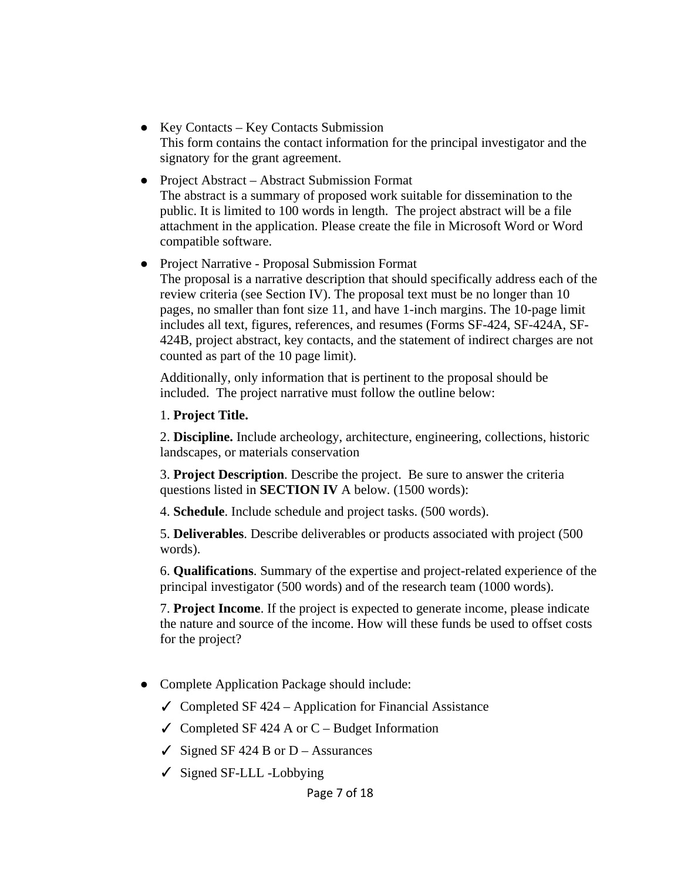- Key Contacts – Key Contacts Submission
  This form contains the contact information for the principal investigator and the signatory for the grant agreement.

- Project Abstract – Abstract Submission Format
  The abstract is a summary of proposed work suitable for dissemination to the public. It is limited to 100 words in length. The project abstract will be a file attachment in the application. Please create the file in Microsoft Word or Word compatible software.

- Project Narrative - Proposal Submission Format
  The proposal is a narrative description that should specifically address each of the review criteria (see Section IV). The proposal text must be no longer than 10 pages, no smaller than font size 11, and have 1-inch margins. The 10-page limit includes all text, figures, references, and resumes (Forms SF-424, SF-424A, SF-424B, project abstract, key contacts, and the statement of indirect charges are not counted as part of the 10 page limit).

  Additionally, only information that is pertinent to the proposal should be included. The project narrative must follow the outline below:

  1. **Project Title.**

  2. **Discipline.** Include archeology, architecture, engineering, collections, historic landscapes, or materials conservation

  3. **Project Description**. Describe the project. Be sure to answer the criteria questions listed in **SECTION IV** A below. (1500 words):

  4. **Schedule**. Include schedule and project tasks. (500 words).

  5. **Deliverables**. Describe deliverables or products associated with project (500 words).

  6. **Qualifications**. Summary of the expertise and project-related experience of the principal investigator (500 words) and of the research team (1000 words).

  7. **Project Income**. If the project is expected to generate income, please indicate the nature and source of the income. How will these funds be used to offset costs for the project?

- Complete Application Package should include:
  - ✓ Completed SF 424 – Application for Financial Assistance
  - ✓ Completed SF 424 A or C – Budget Information
  - ✓ Signed SF 424 B or D – Assurances
  - ✓ Signed SF-LLL -Lobbying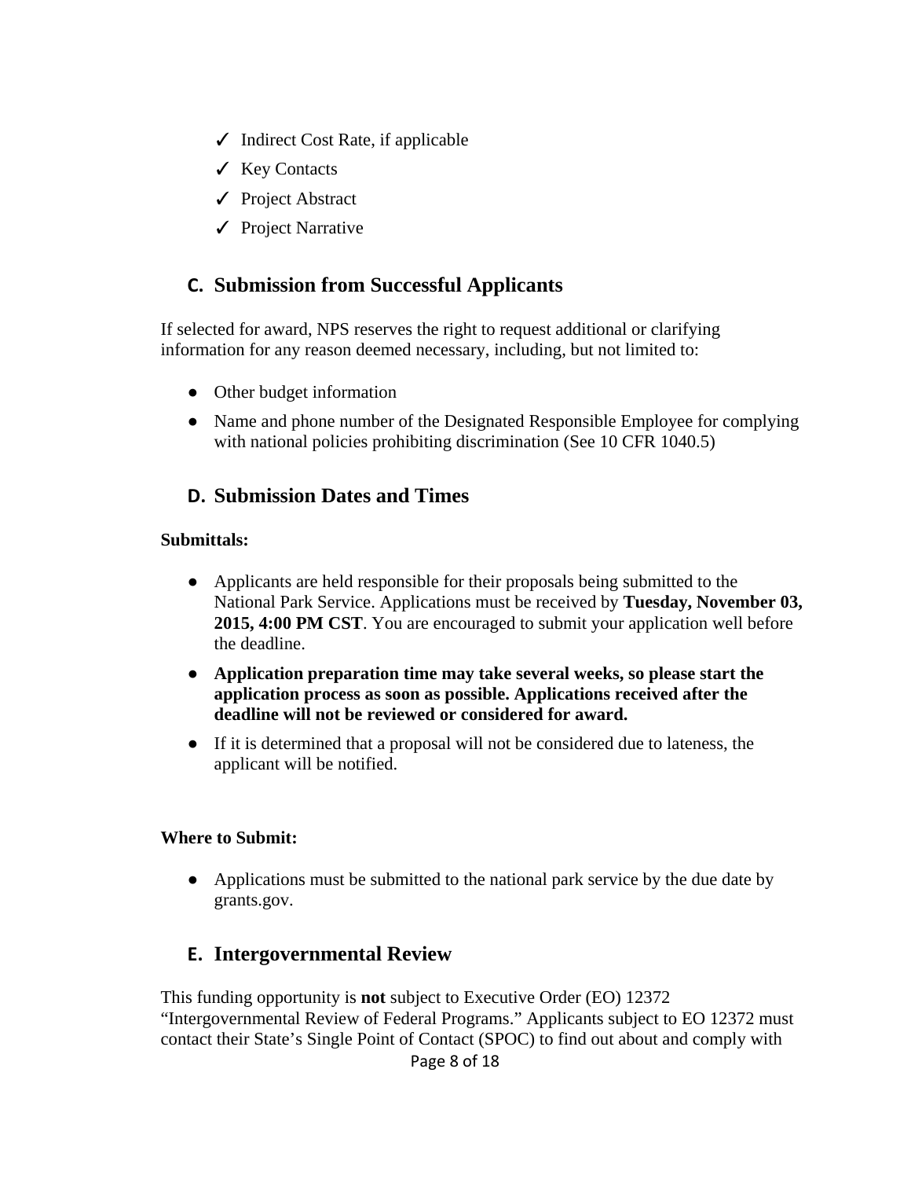- ✓ Indirect Cost Rate, if applicable
- ✓ Key Contacts
- ✓ Project Abstract
- ✓ Project Narrative

## C. Submission from Successful Applicants

If selected for award, NPS reserves the right to request additional or clarifying information for any reason deemed necessary, including, but not limited to:

- Other budget information
- Name and phone number of the Designated Responsible Employee for complying with national policies prohibiting discrimination (See 10 CFR 1040.5)

## D. Submission Dates and Times

**Submittals:**

- Applicants are held responsible for their proposals being submitted to the National Park Service. Applications must be received by **Tuesday, November 03, 2015, 4:00 PM CST**. You are encouraged to submit your application well before the deadline.
- **Application preparation time may take several weeks, so please start the application process as soon as possible. Applications received after the deadline will not be reviewed or considered for award.**
- If it is determined that a proposal will not be considered due to lateness, the applicant will be notified.

**Where to Submit:**

- Applications must be submitted to the national park service by the due date by grants.gov.

## E. Intergovernmental Review

This funding opportunity is **not** subject to Executive Order (EO) 12372 "Intergovernmental Review of Federal Programs." Applicants subject to EO 12372 must contact their State's Single Point of Contact (SPOC) to find out about and comply with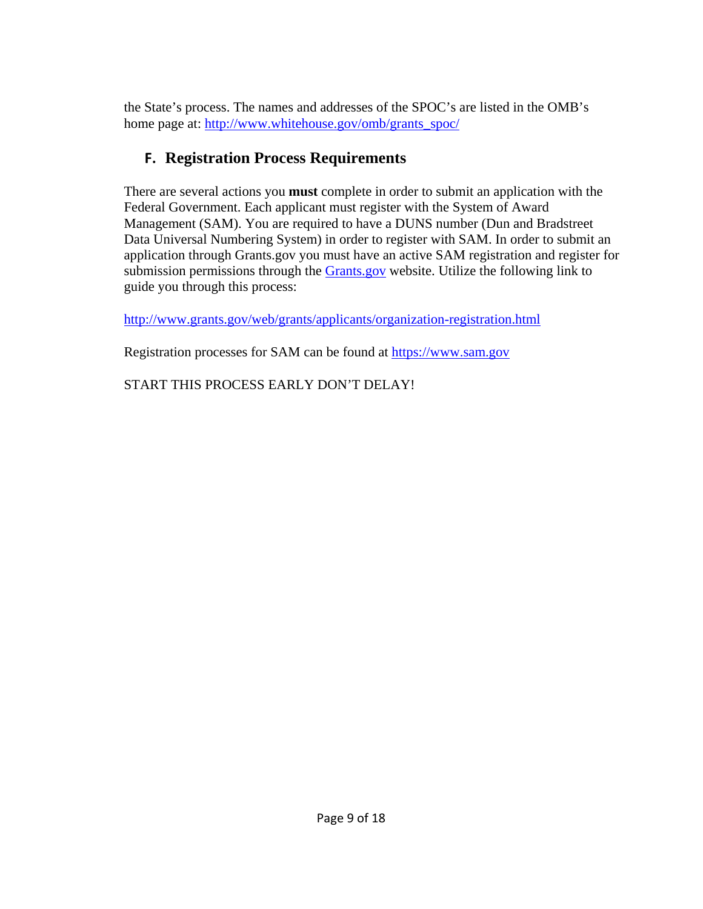the State's process. The names and addresses of the SPOC's are listed in the OMB's home page at: [http://www.whitehouse.gov/omb/grants_spoc/](http://www.whitehouse.gov/omb/grants_spoc/)

## F. Registration Process Requirements

There are several actions you **must** complete in order to submit an application with the Federal Government. Each applicant must register with the System of Award Management (SAM). You are required to have a DUNS number (Dun and Bradstreet Data Universal Numbering System) in order to register with SAM. In order to submit an application through Grants.gov you must have an active SAM registration and register for submission permissions through the [Grants.gov](http://www.grants.gov) website. Utilize the following link to guide you through this process:

[http://www.grants.gov/web/grants/applicants/organization-registration.html](http://www.grants.gov/web/grants/applicants/organization-registration.html)

Registration processes for SAM can be found at [https://www.sam.gov](https://www.sam.gov)

START THIS PROCESS EARLY DON'T DELAY!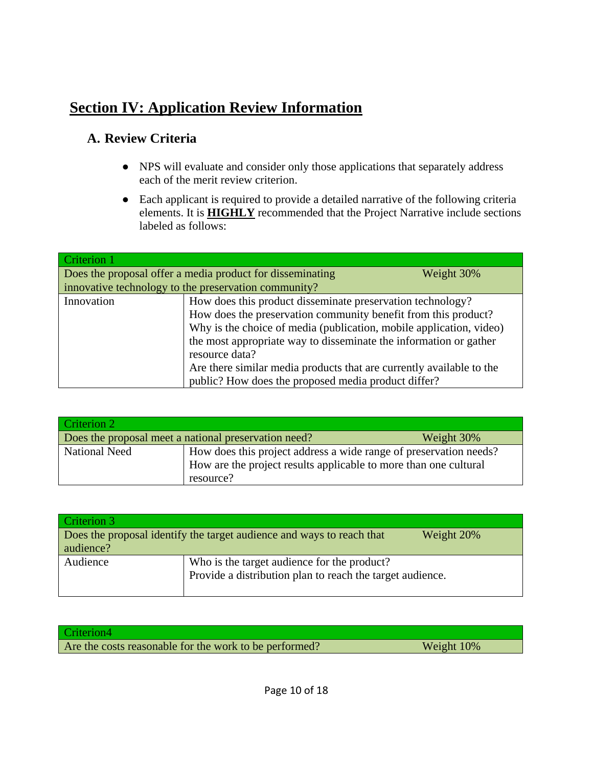# Section IV: Application Review Information

## A. Review Criteria

- NPS will evaluate and consider only those applications that separately address each of the merit review criterion.
- Each applicant is required to provide a detailed narrative of the following criteria elements. It is **HIGHLY** recommended that the Project Narrative include sections labeled as follows:

| Criterion 1 | |
|---|---|
| Does the proposal offer a media product for disseminating innovative technology to the preservation community? | Weight 30% |
| Innovation | How does this product disseminate preservation technology?<br>How does the preservation community benefit from this product?<br>Why is the choice of media (publication, mobile application, video) the most appropriate way to disseminate the information or gather resource data?<br>Are there similar media products that are currently available to the public? How does the proposed media product differ? |

| Criterion 2 | |
|---|---|
| Does the proposal meet a national preservation need? | Weight 30% |
| National Need | How does this project address a wide range of preservation needs?<br>How are the project results applicable to more than one cultural resource? |

| Criterion 3 | |
|---|---|
| Does the proposal identify the target audience and ways to reach that audience? | Weight 20% |
| Audience | Who is the target audience for the product?<br>Provide a distribution plan to reach the target audience. |

| Criterion4 | |
|---|---|
| Are the costs reasonable for the work to be performed? | Weight 10% |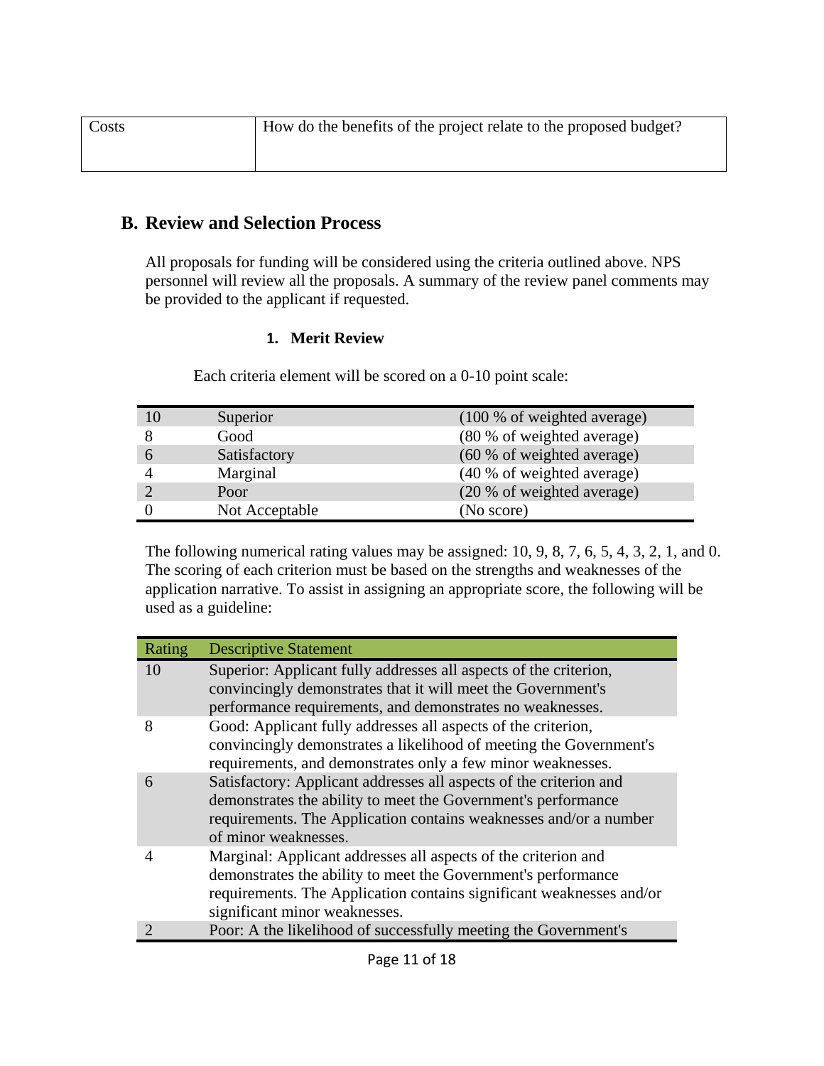| Costs | How do the benefits of the project relate to the proposed budget? |
|---|---|

## B. Review and Selection Process

All proposals for funding will be considered using the criteria outlined above. NPS personnel will review all the proposals. A summary of the review panel comments may be provided to the applicant if requested.

### 1. Merit Review

Each criteria element will be scored on a 0-10 point scale:

| | | |
|---|---|---|
| 10 | Superior | (100 % of weighted average) |
| 8 | Good | (80 % of weighted average) |
| 6 | Satisfactory | (60 % of weighted average) |
| 4 | Marginal | (40 % of weighted average) |
| 2 | Poor | (20 % of weighted average) |
| 0 | Not Acceptable | (No score) |

The following numerical rating values may be assigned: 10, 9, 8, 7, 6, 5, 4, 3, 2, 1, and 0. The scoring of each criterion must be based on the strengths and weaknesses of the application narrative. To assist in assigning an appropriate score, the following will be used as a guideline:

| Rating | Descriptive Statement |
|---|---|
| 10 | Superior: Applicant fully addresses all aspects of the criterion, convincingly demonstrates that it will meet the Government's performance requirements, and demonstrates no weaknesses. |
| 8 | Good: Applicant fully addresses all aspects of the criterion, convincingly demonstrates a likelihood of meeting the Government's requirements, and demonstrates only a few minor weaknesses. |
| 6 | Satisfactory: Applicant addresses all aspects of the criterion and demonstrates the ability to meet the Government's performance requirements. The Application contains weaknesses and/or a number of minor weaknesses. |
| 4 | Marginal: Applicant addresses all aspects of the criterion and demonstrates the ability to meet the Government's performance requirements. The Application contains significant weaknesses and/or significant minor weaknesses. |
| 2 | Poor: A the likelihood of successfully meeting the Government's |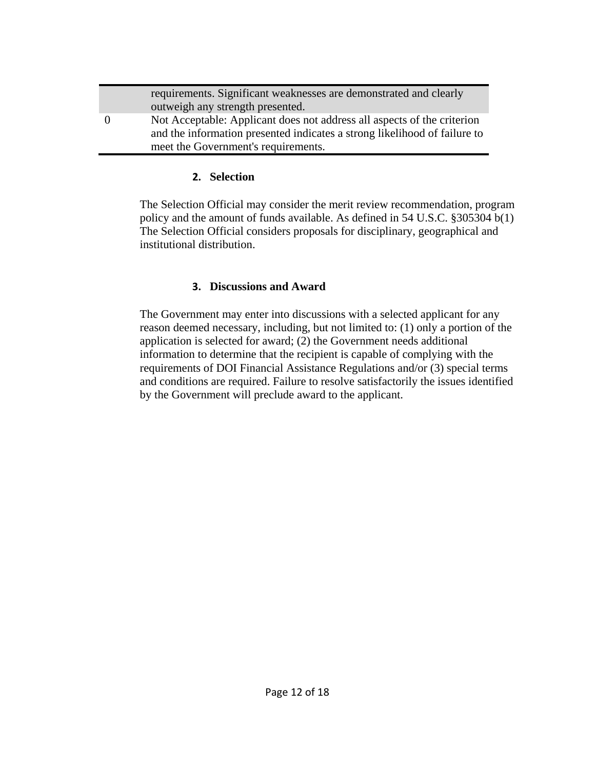| | |
|---|---|
| | requirements. Significant weaknesses are demonstrated and clearly outweigh any strength presented. |
| 0 | Not Acceptable: Applicant does not address all aspects of the criterion and the information presented indicates a strong likelihood of failure to meet the Government's requirements. |

### 2. Selection

The Selection Official may consider the merit review recommendation, program policy and the amount of funds available. As defined in 54 U.S.C. §305304 b(1) The Selection Official considers proposals for disciplinary, geographical and institutional distribution.

### 3. Discussions and Award

The Government may enter into discussions with a selected applicant for any reason deemed necessary, including, but not limited to: (1) only a portion of the application is selected for award; (2) the Government needs additional information to determine that the recipient is capable of complying with the requirements of DOI Financial Assistance Regulations and/or (3) special terms and conditions are required. Failure to resolve satisfactorily the issues identified by the Government will preclude award to the applicant.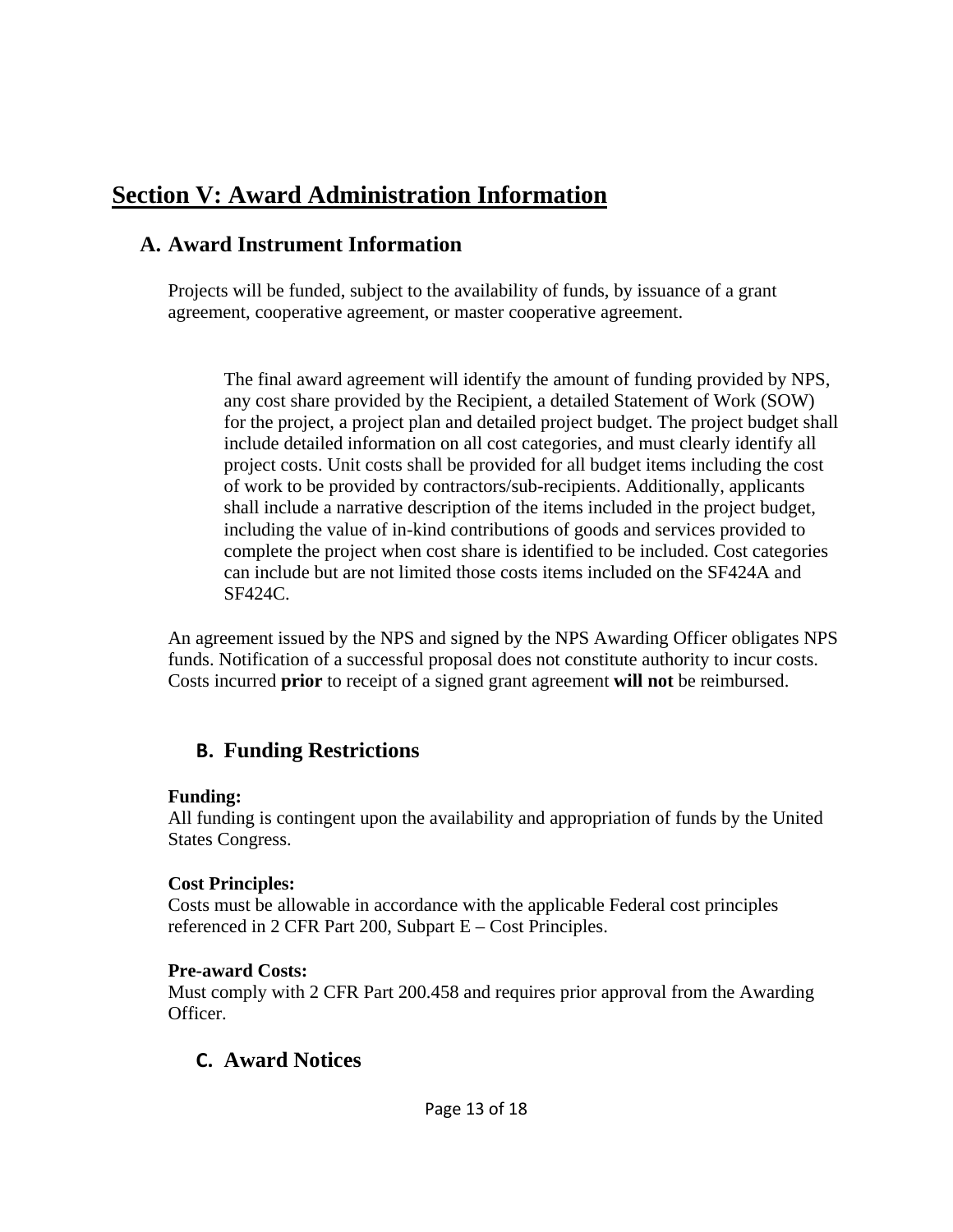# Section V: Award Administration Information

## A. Award Instrument Information

Projects will be funded, subject to the availability of funds, by issuance of a grant agreement, cooperative agreement, or master cooperative agreement.

> The final award agreement will identify the amount of funding provided by NPS, any cost share provided by the Recipient, a detailed Statement of Work (SOW) for the project, a project plan and detailed project budget. The project budget shall include detailed information on all cost categories, and must clearly identify all project costs. Unit costs shall be provided for all budget items including the cost of work to be provided by contractors/sub-recipients. Additionally, applicants shall include a narrative description of the items included in the project budget, including the value of in-kind contributions of goods and services provided to complete the project when cost share is identified to be included. Cost categories can include but are not limited those costs items included on the SF424A and SF424C.

An agreement issued by the NPS and signed by the NPS Awarding Officer obligates NPS funds. Notification of a successful proposal does not constitute authority to incur costs. Costs incurred **prior** to receipt of a signed grant agreement **will not** be reimbursed.

## B. Funding Restrictions

**Funding:**
All funding is contingent upon the availability and appropriation of funds by the United States Congress.

**Cost Principles:**
Costs must be allowable in accordance with the applicable Federal cost principles referenced in 2 CFR Part 200, Subpart E – Cost Principles.

**Pre-award Costs:**
Must comply with 2 CFR Part 200.458 and requires prior approval from the Awarding Officer.

## C. Award Notices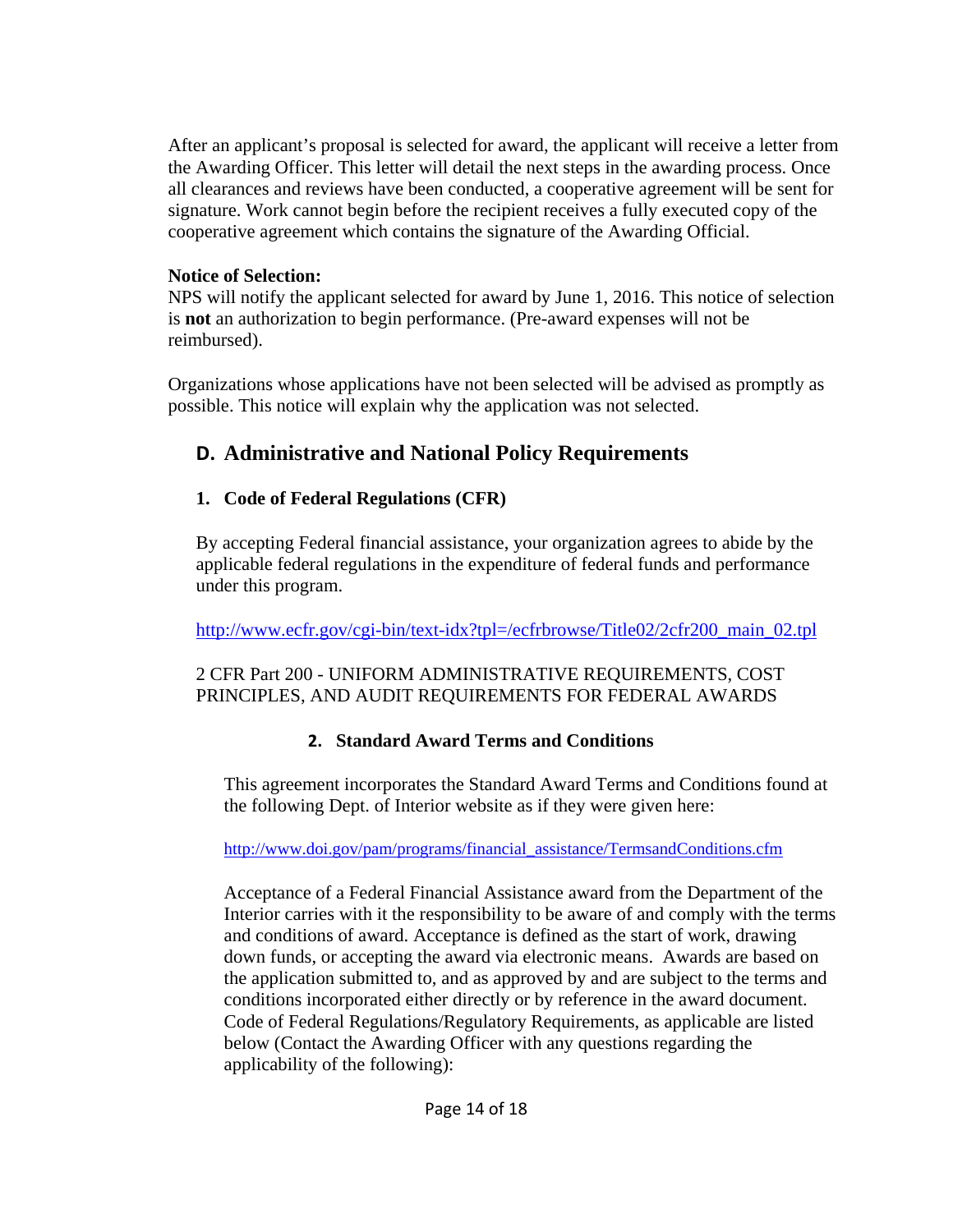After an applicant's proposal is selected for award, the applicant will receive a letter from the Awarding Officer. This letter will detail the next steps in the awarding process. Once all clearances and reviews have been conducted, a cooperative agreement will be sent for signature. Work cannot begin before the recipient receives a fully executed copy of the cooperative agreement which contains the signature of the Awarding Official.

**Notice of Selection:**
NPS will notify the applicant selected for award by June 1, 2016. This notice of selection is **not** an authorization to begin performance. (Pre-award expenses will not be reimbursed).

Organizations whose applications have not been selected will be advised as promptly as possible. This notice will explain why the application was not selected.

## D. Administrative and National Policy Requirements

### 1. Code of Federal Regulations (CFR)

By accepting Federal financial assistance, your organization agrees to abide by the applicable federal regulations in the expenditure of federal funds and performance under this program.

http://www.ecfr.gov/cgi-bin/text-idx?tpl=/ecfrbrowse/Title02/2cfr200_main_02.tpl

2 CFR Part 200 - UNIFORM ADMINISTRATIVE REQUIREMENTS, COST PRINCIPLES, AND AUDIT REQUIREMENTS FOR FEDERAL AWARDS

### 2. Standard Award Terms and Conditions

This agreement incorporates the Standard Award Terms and Conditions found at the following Dept. of Interior website as if they were given here:

http://www.doi.gov/pam/programs/financial_assistance/TermsandConditions.cfm

Acceptance of a Federal Financial Assistance award from the Department of the Interior carries with it the responsibility to be aware of and comply with the terms and conditions of award. Acceptance is defined as the start of work, drawing down funds, or accepting the award via electronic means. Awards are based on the application submitted to, and as approved by and are subject to the terms and conditions incorporated either directly or by reference in the award document. Code of Federal Regulations/Regulatory Requirements, as applicable are listed below (Contact the Awarding Officer with any questions regarding the applicability of the following):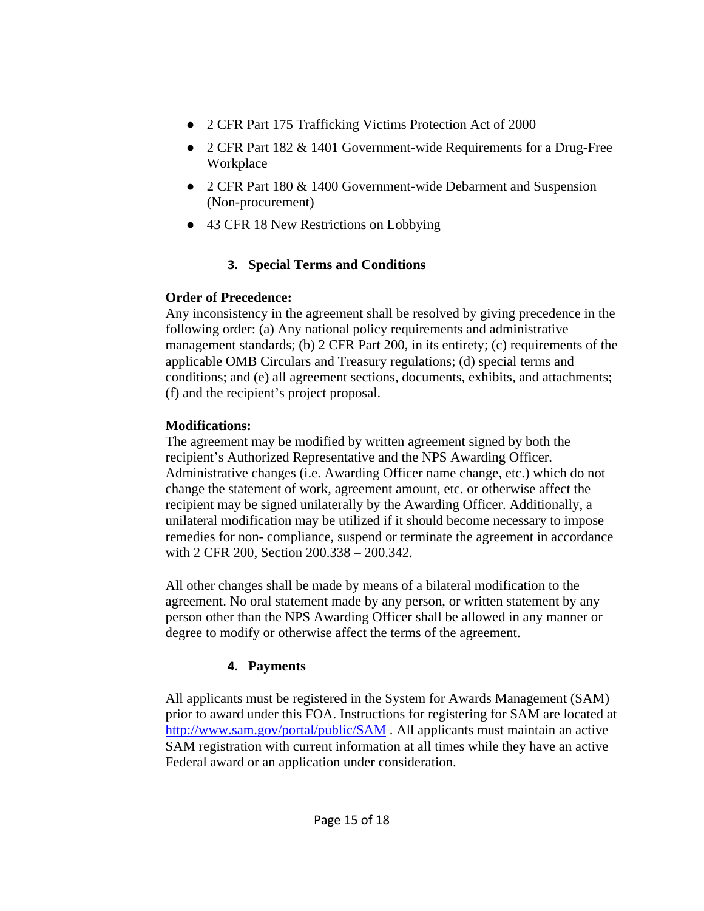- 2 CFR Part 175 Trafficking Victims Protection Act of 2000
- 2 CFR Part 182 & 1401 Government-wide Requirements for a Drug-Free Workplace
- 2 CFR Part 180 & 1400 Government-wide Debarment and Suspension (Non-procurement)
- 43 CFR 18 New Restrictions on Lobbying

### 3. Special Terms and Conditions

**Order of Precedence:**
Any inconsistency in the agreement shall be resolved by giving precedence in the following order: (a) Any national policy requirements and administrative management standards; (b) 2 CFR Part 200, in its entirety; (c) requirements of the applicable OMB Circulars and Treasury regulations; (d) special terms and conditions; and (e) all agreement sections, documents, exhibits, and attachments; (f) and the recipient's project proposal.

**Modifications:**
The agreement may be modified by written agreement signed by both the recipient's Authorized Representative and the NPS Awarding Officer. Administrative changes (i.e. Awarding Officer name change, etc.) which do not change the statement of work, agreement amount, etc. or otherwise affect the recipient may be signed unilaterally by the Awarding Officer. Additionally, a unilateral modification may be utilized if it should become necessary to impose remedies for non- compliance, suspend or terminate the agreement in accordance with 2 CFR 200, Section 200.338 – 200.342.

All other changes shall be made by means of a bilateral modification to the agreement. No oral statement made by any person, or written statement by any person other than the NPS Awarding Officer shall be allowed in any manner or degree to modify or otherwise affect the terms of the agreement.

### 4. Payments

All applicants must be registered in the System for Awards Management (SAM) prior to award under this FOA. Instructions for registering for SAM are located at [http://www.sam.gov/portal/public/SAM](http://www.sam.gov/portal/public/SAM) . All applicants must maintain an active SAM registration with current information at all times while they have an active Federal award or an application under consideration.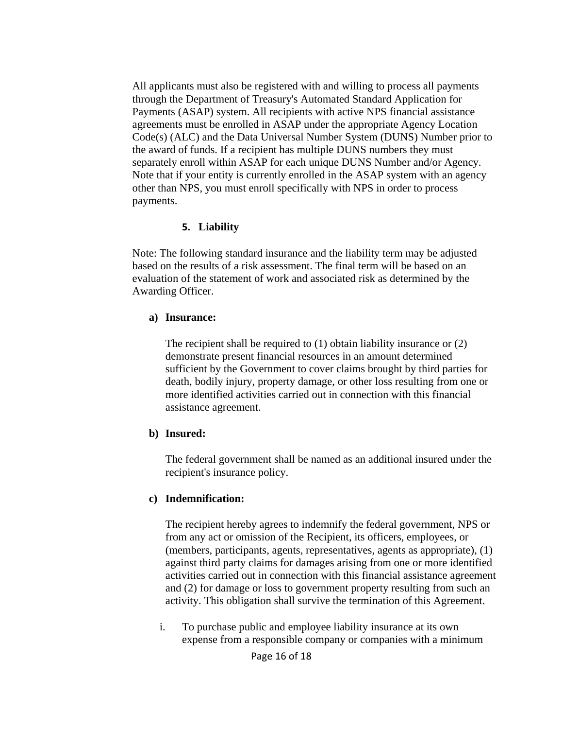All applicants must also be registered with and willing to process all payments through the Department of Treasury's Automated Standard Application for Payments (ASAP) system. All recipients with active NPS financial assistance agreements must be enrolled in ASAP under the appropriate Agency Location Code(s) (ALC) and the Data Universal Number System (DUNS) Number prior to the award of funds. If a recipient has multiple DUNS numbers they must separately enroll within ASAP for each unique DUNS Number and/or Agency. Note that if your entity is currently enrolled in the ASAP system with an agency other than NPS, you must enroll specifically with NPS in order to process payments.

**5. Liability**

Note: The following standard insurance and the liability term may be adjusted based on the results of a risk assessment. The final term will be based on an evaluation of the statement of work and associated risk as determined by the Awarding Officer.

**a) Insurance:**

The recipient shall be required to (1) obtain liability insurance or (2) demonstrate present financial resources in an amount determined sufficient by the Government to cover claims brought by third parties for death, bodily injury, property damage, or other loss resulting from one or more identified activities carried out in connection with this financial assistance agreement.

**b) Insured:**

The federal government shall be named as an additional insured under the recipient's insurance policy.

**c) Indemnification:**

The recipient hereby agrees to indemnify the federal government, NPS or from any act or omission of the Recipient, its officers, employees, or (members, participants, agents, representatives, agents as appropriate), (1) against third party claims for damages arising from one or more identified activities carried out in connection with this financial assistance agreement and (2) for damage or loss to government property resulting from such an activity. This obligation shall survive the termination of this Agreement.

i. To purchase public and employee liability insurance at its own expense from a responsible company or companies with a minimum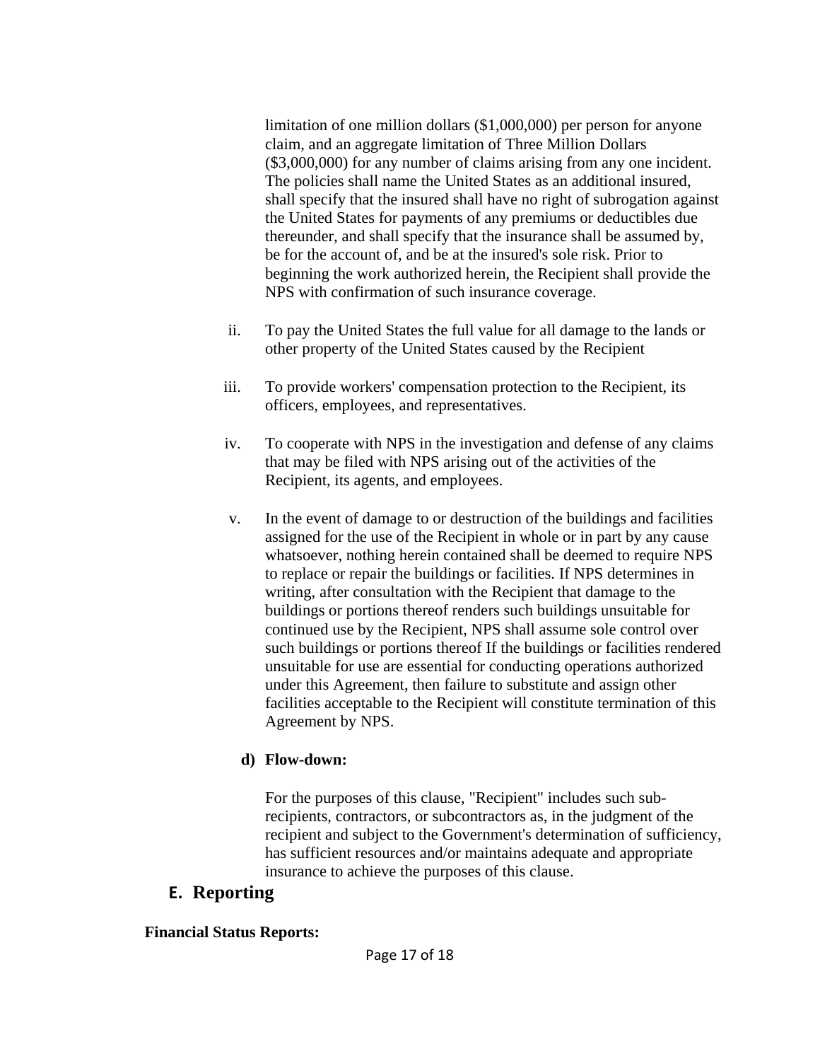limitation of one million dollars ($1,000,000) per person for anyone claim, and an aggregate limitation of Three Million Dollars ($3,000,000) for any number of claims arising from any one incident. The policies shall name the United States as an additional insured, shall specify that the insured shall have no right of subrogation against the United States for payments of any premiums or deductibles due thereunder, and shall specify that the insurance shall be assumed by, be for the account of, and be at the insured's sole risk. Prior to beginning the work authorized herein, the Recipient shall provide the NPS with confirmation of such insurance coverage.

ii. To pay the United States the full value for all damage to the lands or other property of the United States caused by the Recipient

iii. To provide workers' compensation protection to the Recipient, its officers, employees, and representatives.

iv. To cooperate with NPS in the investigation and defense of any claims that may be filed with NPS arising out of the activities of the Recipient, its agents, and employees.

v. In the event of damage to or destruction of the buildings and facilities assigned for the use of the Recipient in whole or in part by any cause whatsoever, nothing herein contained shall be deemed to require NPS to replace or repair the buildings or facilities. If NPS determines in writing, after consultation with the Recipient that damage to the buildings or portions thereof renders such buildings unsuitable for continued use by the Recipient, NPS shall assume sole control over such buildings or portions thereof If the buildings or facilities rendered unsuitable for use are essential for conducting operations authorized under this Agreement, then failure to substitute and assign other facilities acceptable to the Recipient will constitute termination of this Agreement by NPS.

**d) Flow-down:**

For the purposes of this clause, "Recipient" includes such sub-recipients, contractors, or subcontractors as, in the judgment of the recipient and subject to the Government's determination of sufficiency, has sufficient resources and/or maintains adequate and appropriate insurance to achieve the purposes of this clause.

## E. Reporting

**Financial Status Reports:**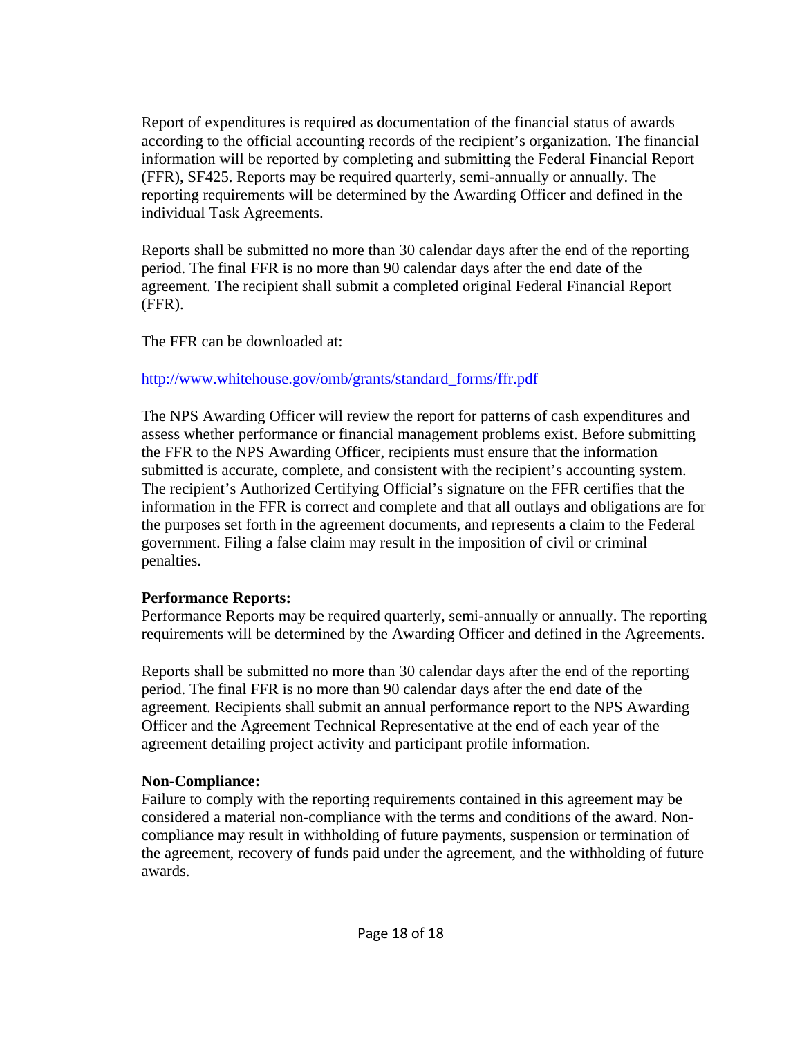Report of expenditures is required as documentation of the financial status of awards according to the official accounting records of the recipient's organization. The financial information will be reported by completing and submitting the Federal Financial Report (FFR), SF425. Reports may be required quarterly, semi-annually or annually. The reporting requirements will be determined by the Awarding Officer and defined in the individual Task Agreements.

Reports shall be submitted no more than 30 calendar days after the end of the reporting period. The final FFR is no more than 90 calendar days after the end date of the agreement. The recipient shall submit a completed original Federal Financial Report (FFR).

The FFR can be downloaded at:

http://www.whitehouse.gov/omb/grants/standard_forms/ffr.pdf

The NPS Awarding Officer will review the report for patterns of cash expenditures and assess whether performance or financial management problems exist. Before submitting the FFR to the NPS Awarding Officer, recipients must ensure that the information submitted is accurate, complete, and consistent with the recipient's accounting system. The recipient's Authorized Certifying Official's signature on the FFR certifies that the information in the FFR is correct and complete and that all outlays and obligations are for the purposes set forth in the agreement documents, and represents a claim to the Federal government. Filing a false claim may result in the imposition of civil or criminal penalties.

**Performance Reports:**
Performance Reports may be required quarterly, semi-annually or annually. The reporting requirements will be determined by the Awarding Officer and defined in the Agreements.

Reports shall be submitted no more than 30 calendar days after the end of the reporting period. The final FFR is no more than 90 calendar days after the end date of the agreement. Recipients shall submit an annual performance report to the NPS Awarding Officer and the Agreement Technical Representative at the end of each year of the agreement detailing project activity and participant profile information.

**Non-Compliance:**
Failure to comply with the reporting requirements contained in this agreement may be considered a material non-compliance with the terms and conditions of the award. Non-compliance may result in withholding of future payments, suspension or termination of the agreement, recovery of funds paid under the agreement, and the withholding of future awards.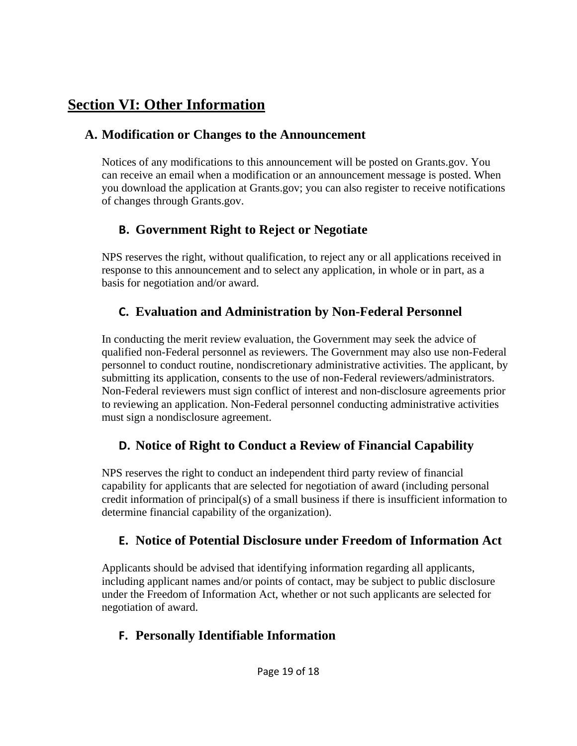# Section VI: Other Information

## A. Modification or Changes to the Announcement

Notices of any modifications to this announcement will be posted on Grants.gov. You can receive an email when a modification or an announcement message is posted. When you download the application at Grants.gov; you can also register to receive notifications of changes through Grants.gov.

## B. Government Right to Reject or Negotiate

NPS reserves the right, without qualification, to reject any or all applications received in response to this announcement and to select any application, in whole or in part, as a basis for negotiation and/or award.

## C. Evaluation and Administration by Non-Federal Personnel

In conducting the merit review evaluation, the Government may seek the advice of qualified non-Federal personnel as reviewers. The Government may also use non-Federal personnel to conduct routine, nondiscretionary administrative activities. The applicant, by submitting its application, consents to the use of non-Federal reviewers/administrators. Non-Federal reviewers must sign conflict of interest and non-disclosure agreements prior to reviewing an application. Non-Federal personnel conducting administrative activities must sign a nondisclosure agreement.

## D. Notice of Right to Conduct a Review of Financial Capability

NPS reserves the right to conduct an independent third party review of financial capability for applicants that are selected for negotiation of award (including personal credit information of principal(s) of a small business if there is insufficient information to determine financial capability of the organization).

## E. Notice of Potential Disclosure under Freedom of Information Act

Applicants should be advised that identifying information regarding all applicants, including applicant names and/or points of contact, may be subject to public disclosure under the Freedom of Information Act, whether or not such applicants are selected for negotiation of award.

## F. Personally Identifiable Information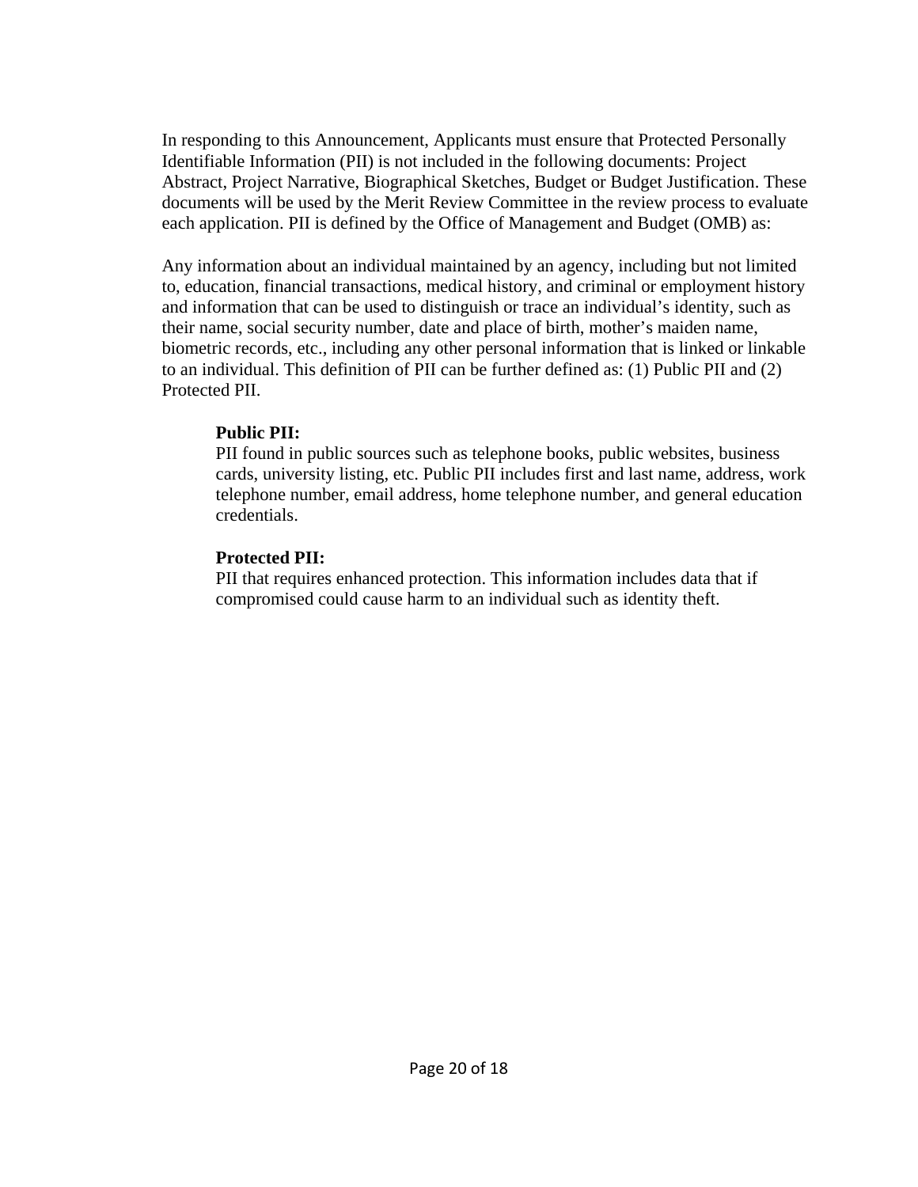In responding to this Announcement, Applicants must ensure that Protected Personally Identifiable Information (PII) is not included in the following documents: Project Abstract, Project Narrative, Biographical Sketches, Budget or Budget Justification. These documents will be used by the Merit Review Committee in the review process to evaluate each application. PII is defined by the Office of Management and Budget (OMB) as:

Any information about an individual maintained by an agency, including but not limited to, education, financial transactions, medical history, and criminal or employment history and information that can be used to distinguish or trace an individual's identity, such as their name, social security number, date and place of birth, mother's maiden name, biometric records, etc., including any other personal information that is linked or linkable to an individual. This definition of PII can be further defined as: (1) Public PII and (2) Protected PII.

> **Public PII:**
> PII found in public sources such as telephone books, public websites, business cards, university listing, etc. Public PII includes first and last name, address, work telephone number, email address, home telephone number, and general education credentials.
>
> **Protected PII:**
> PII that requires enhanced protection. This information includes data that if compromised could cause harm to an individual such as identity theft.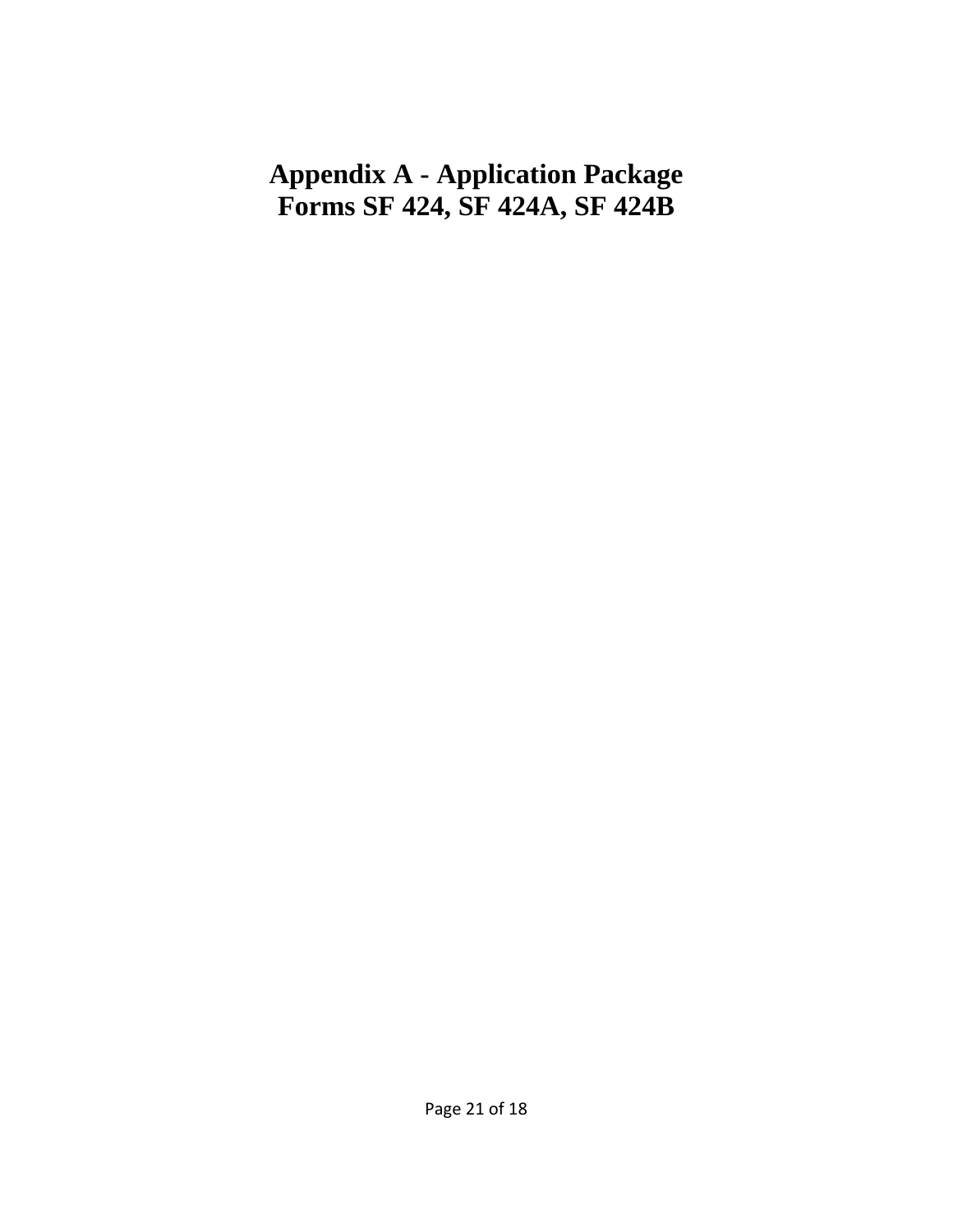# Appendix A - Application Package
# Forms SF 424, SF 424A, SF 424B